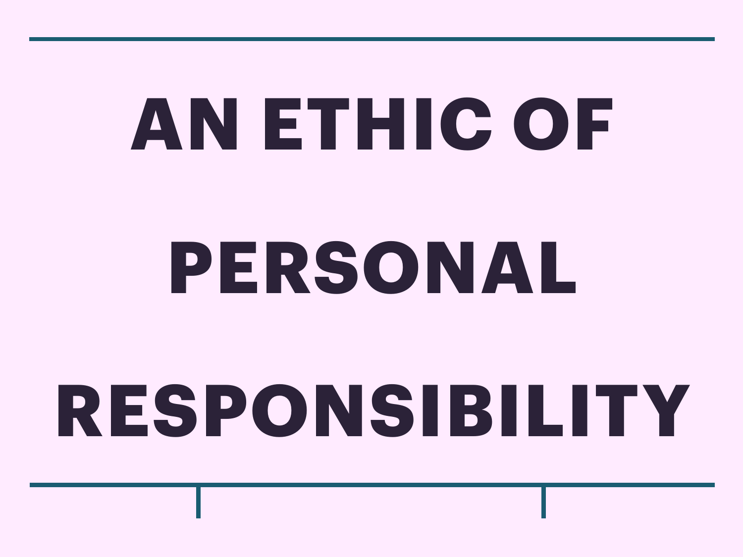# AN ETHIC OF PERSONAL RESPONSIBILITY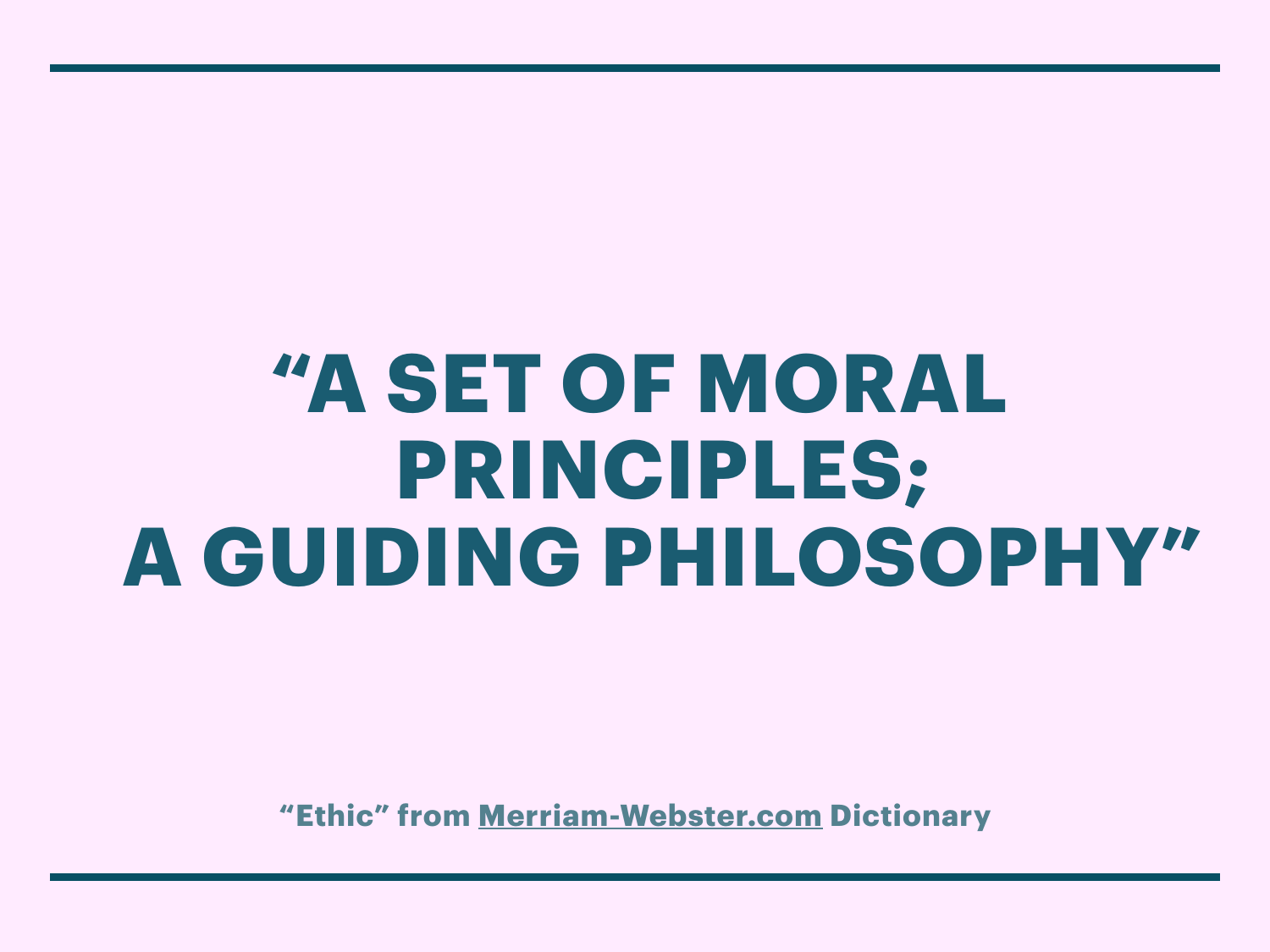# "A SET OF MORAL PRINCIPLES; A GUIDING PHILOSOPHY"

"Ethic" from [Merriam-Webster.com](Merriam-Webster.com) Dictionary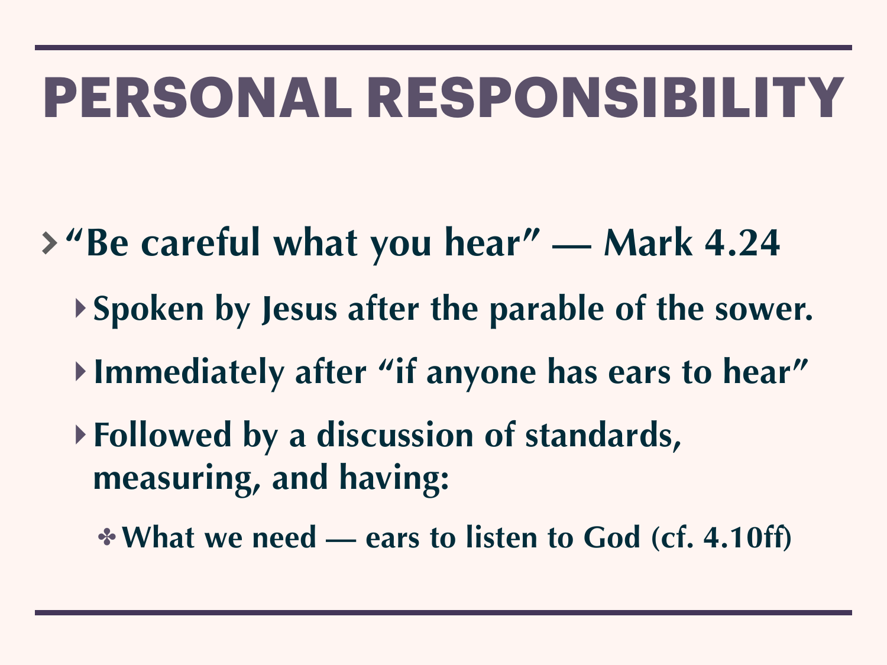# PERSONAL RESPONSIBILITY

- **"Be careful what you hear" — Mark 4.24**
  - **Spoken by Jesus after the parable of the sower.**
  - **Immediately after "if anyone has ears to hear"**
  - **Followed by a discussion of standards, measuring, and having:**
    - **What we need — ears to listen to God (cf. 4.10ff)**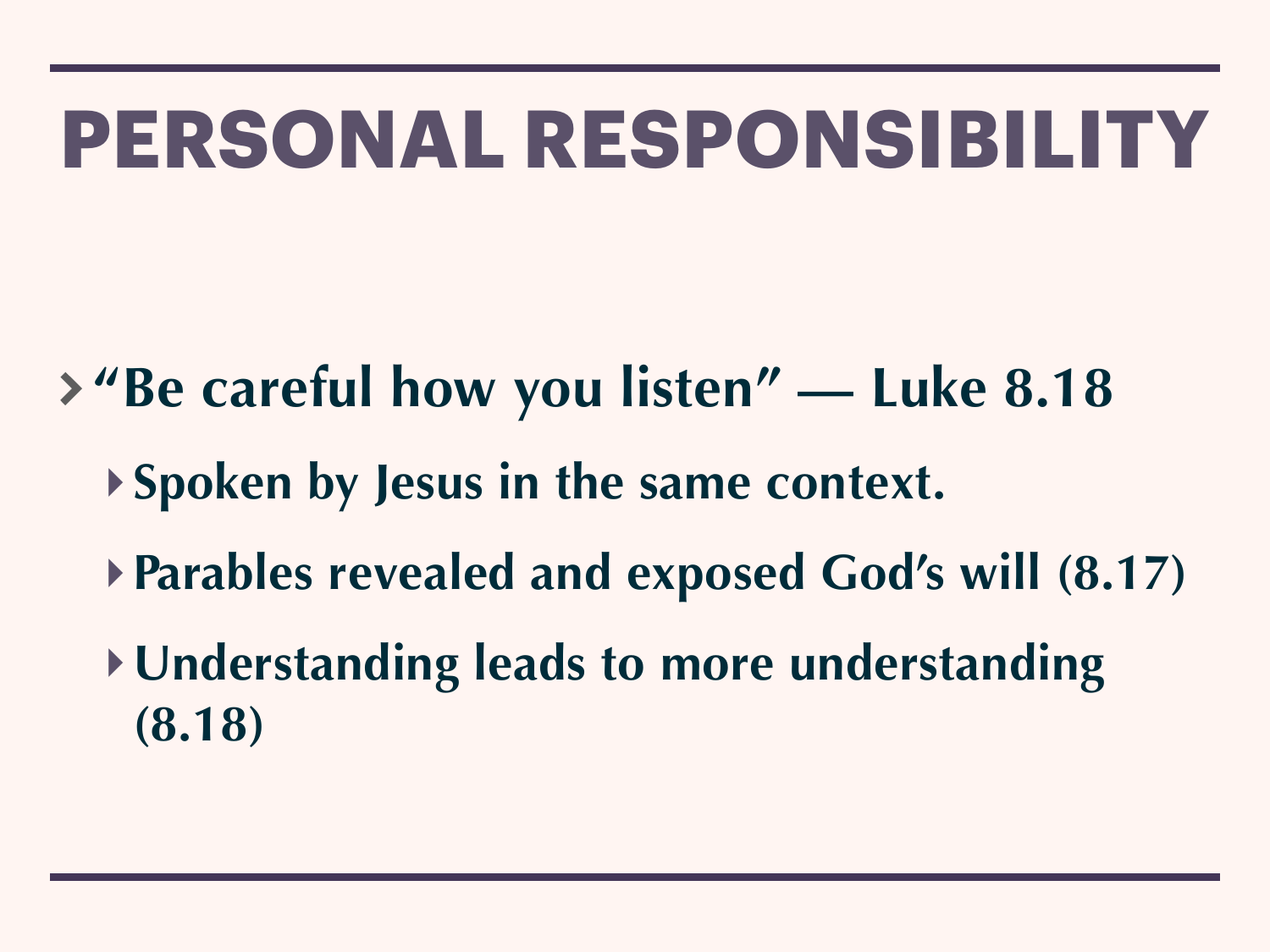# PERSONAL RESPONSIBILITY

- "Be careful how you listen" — Luke 8.18
  - Spoken by Jesus in the same context.
  - Parables revealed and exposed God's will (8.17)
  - Understanding leads to more understanding (8.18)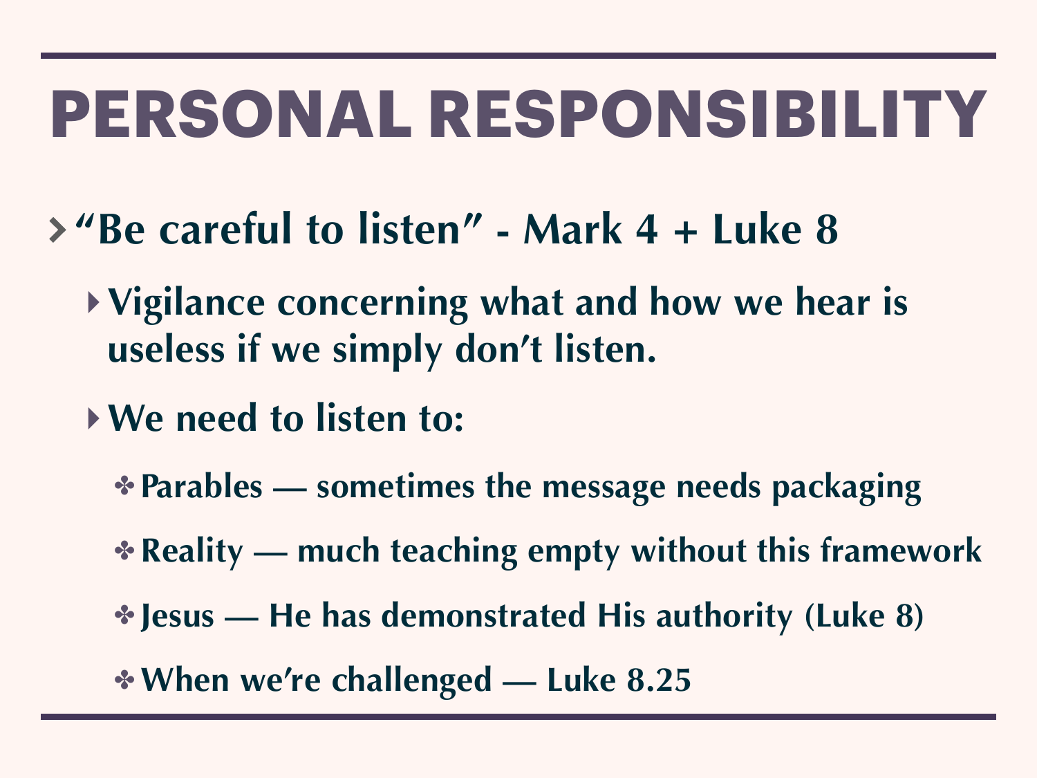# PERSONAL RESPONSIBILITY

- **"Be careful to listen" - Mark 4 + Luke 8**
  - **Vigilance concerning what and how we hear is useless if we simply don't listen.**
  - **We need to listen to:**
    - **Parables — sometimes the message needs packaging**
    - **Reality — much teaching empty without this framework**
    - **Jesus — He has demonstrated His authority (Luke 8)**
    - **When we're challenged — Luke 8.25**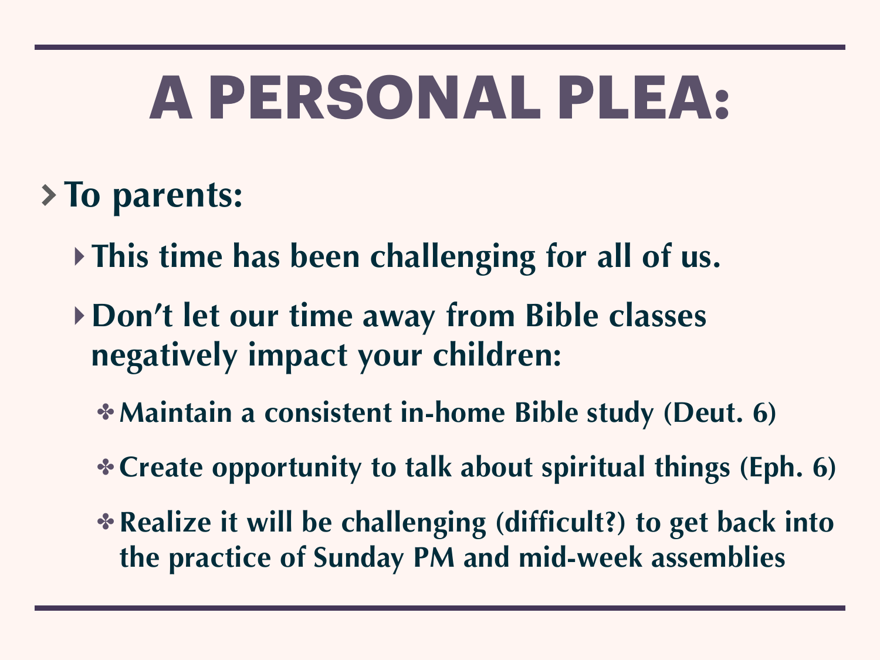# A PERSONAL PLEA:

- **To parents:**
  - **This time has been challenging for all of us.**
  - **Don't let our time away from Bible classes negatively impact your children:**
    - **Maintain a consistent in-home Bible study (Deut. 6)**
    - **Create opportunity to talk about spiritual things (Eph. 6)**
    - **Realize it will be challenging (difficult?) to get back into the practice of Sunday PM and mid-week assemblies**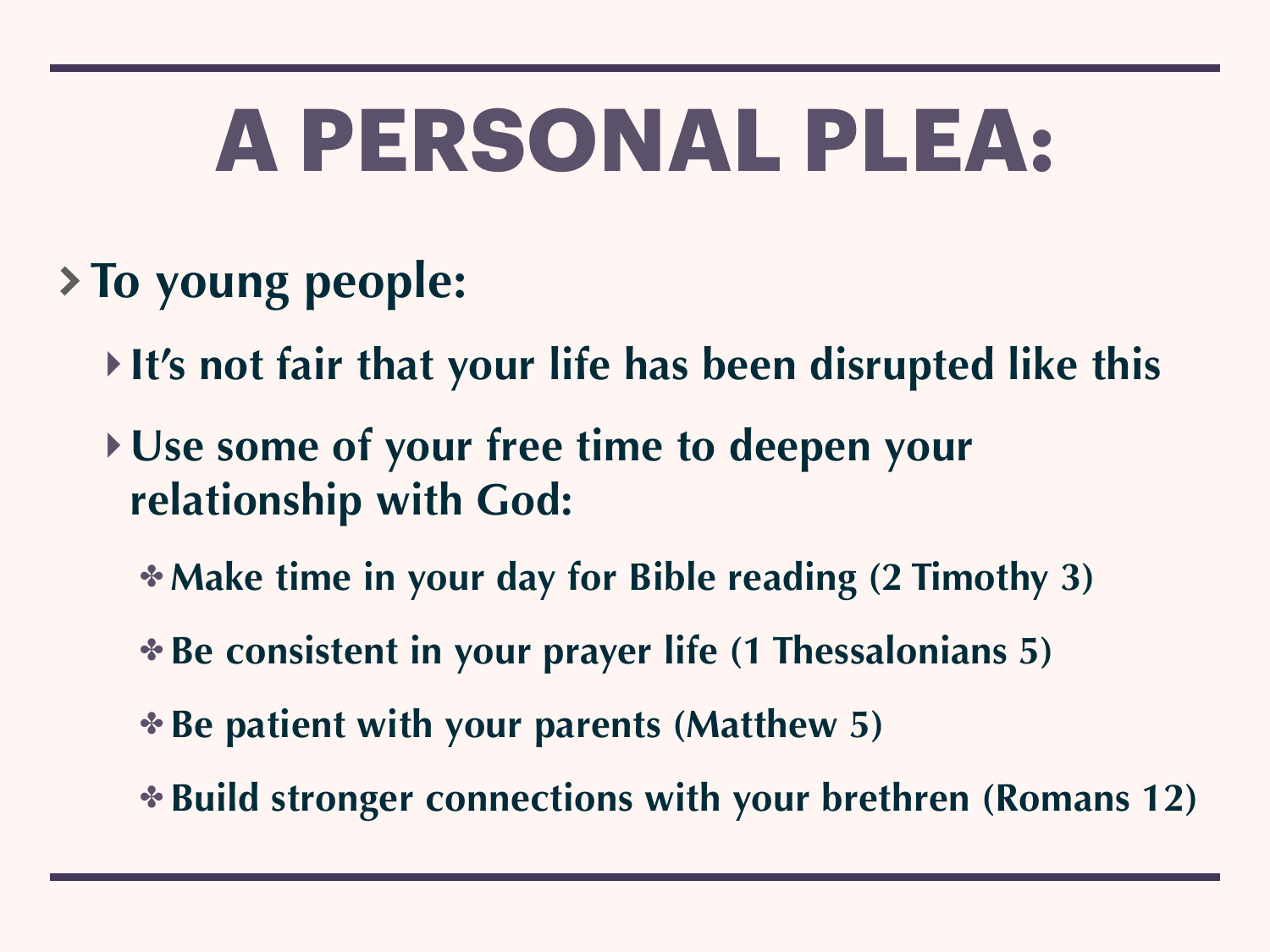# A PERSONAL PLEA:

- **To young people:**
  - **It's not fair that your life has been disrupted like this**
  - **Use some of your free time to deepen your relationship with God:**
    - **Make time in your day for Bible reading (2 Timothy 3)**
    - **Be consistent in your prayer life (1 Thessalonians 5)**
    - **Be patient with your parents (Matthew 5)**
    - **Build stronger connections with your brethren (Romans 12)**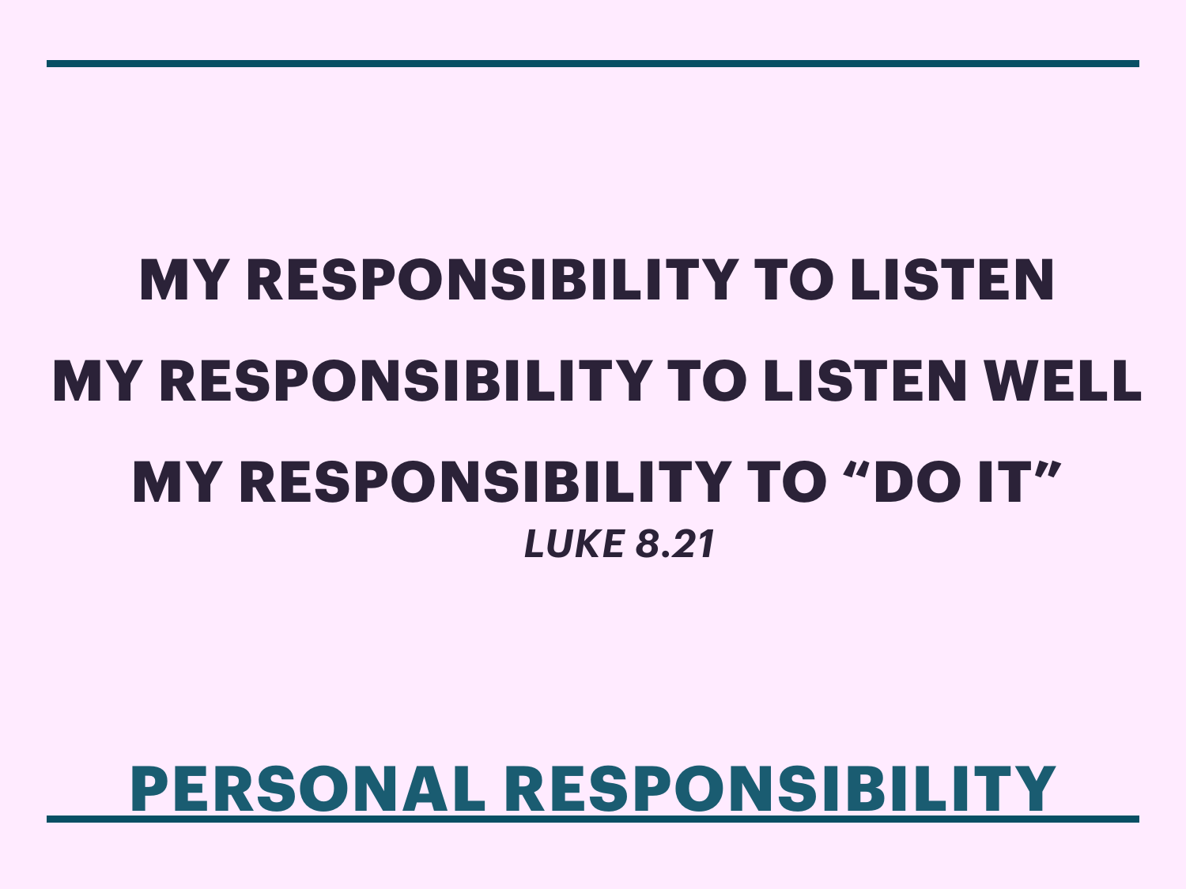**MY RESPONSIBILITY TO LISTEN**

**MY RESPONSIBILITY TO LISTEN WELL**

**MY RESPONSIBILITY TO “DO IT”**

***LUKE 8.21***

## PERSONAL RESPONSIBILITY